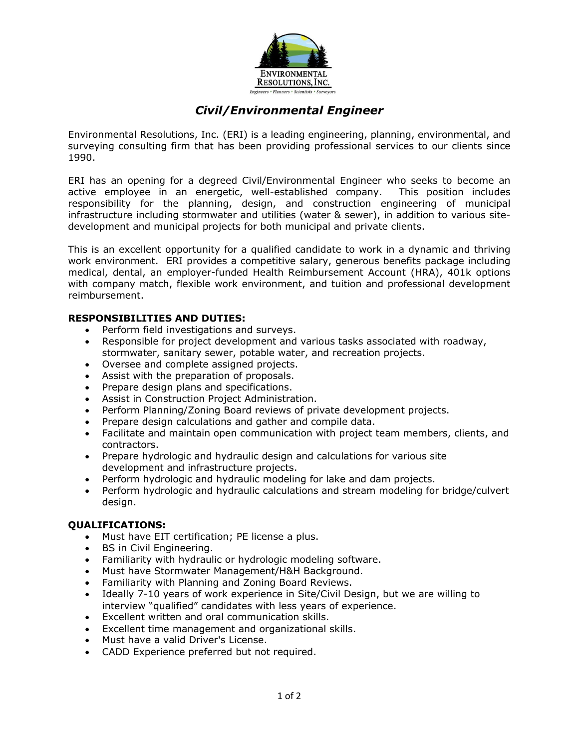# *Civil/Environmental Engineer*

Environmental Resolutions, Inc. (ERI) is a leading engineering, planning, environmental, and surveying consulting firm that has been providing professional services to our clients since 1990.

ERI has an opening for a degreed Civil/Environmental Engineer who seeks to become an active employee in an energetic, well-established company. This position includes responsibility for the planning, design, and construction engineering of municipal infrastructure including stormwater and utilities (water & sewer), in addition to various site-development and municipal projects for both municipal and private clients.

This is an excellent opportunity for a qualified candidate to work in a dynamic and thriving work environment. ERI provides a competitive salary, generous benefits package including medical, dental, an employer-funded Health Reimbursement Account (HRA), 401k options with company match, flexible work environment, and tuition and professional development reimbursement.

**RESPONSIBILITIES AND DUTIES:**

- Perform field investigations and surveys.
- Responsible for project development and various tasks associated with roadway, stormwater, sanitary sewer, potable water, and recreation projects.
- Oversee and complete assigned projects.
- Assist with the preparation of proposals.
- Prepare design plans and specifications.
- Assist in Construction Project Administration.
- Perform Planning/Zoning Board reviews of private development projects.
- Prepare design calculations and gather and compile data.
- Facilitate and maintain open communication with project team members, clients, and contractors.
- Prepare hydrologic and hydraulic design and calculations for various site development and infrastructure projects.
- Perform hydrologic and hydraulic modeling for lake and dam projects.
- Perform hydrologic and hydraulic calculations and stream modeling for bridge/culvert design.

**QUALIFICATIONS:**

- Must have EIT certification; PE license a plus.
- BS in Civil Engineering.
- Familiarity with hydraulic or hydrologic modeling software.
- Must have Stormwater Management/H&H Background.
- Familiarity with Planning and Zoning Board Reviews.
- Ideally 7-10 years of work experience in Site/Civil Design, but we are willing to interview "qualified" candidates with less years of experience.
- Excellent written and oral communication skills.
- Excellent time management and organizational skills.
- Must have a valid Driver's License.
- CADD Experience preferred but not required.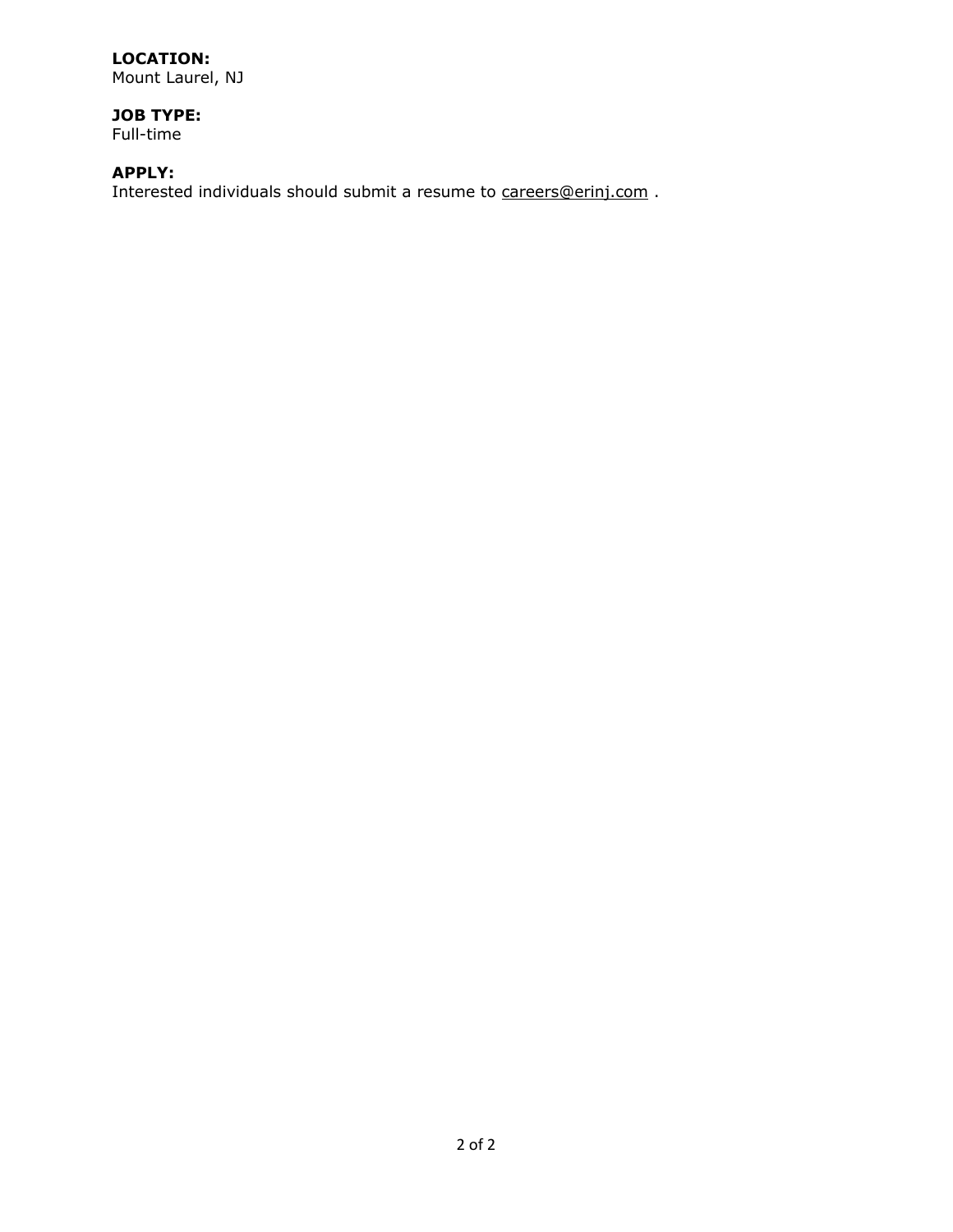**LOCATION:**
Mount Laurel, NJ

**JOB TYPE:**
Full-time

**APPLY:**
Interested individuals should submit a resume to careers@erinj.com .